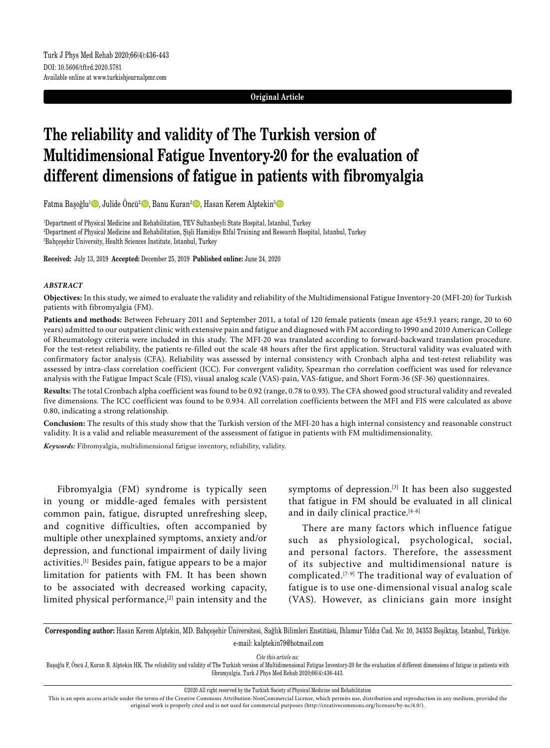Turk J Phys Med Rehab 2020;66(4):436-443
DOI: 10.5606/tftrd.2020.5781
Available online at www.turkishjournalpmr.com

**Original Article**

# The reliability and validity of The Turkish version of Multidimensional Fatigue Inventory-20 for the evaluation of different dimensions of fatigue in patients with fibromyalgia

Fatma Başoğlu[1], Julide Öncü[2], Banu Kuran[2], Hasan Kerem Alptekin[3]

[1]Department of Physical Medicine and Rehabilitation, TEV Sultanbeyli State Hospital, Istanbul, Turkey
[2]Department of Physical Medicine and Rehabilitation, Şişli Hamidiye Etfal Training and Research Hospital, Istanbul, Turkey
[3]Bahçeşehir University, Health Sciences Institute, Istanbul, Turkey

**Received:** July 13, 2019 **Accepted:** December 25, 2019 **Published online:** June 24, 2020

## *ABSTRACT*

**Objectives:** In this study, we aimed to evaluate the validity and reliability of the Multidimensional Fatigue Inventory-20 (MFI-20) for Turkish patients with fibromyalgia (FM).

**Patients and methods:** Between February 2011 and September 2011, a total of 120 female patients (mean age 45±9.1 years; range, 20 to 60 years) admitted to our outpatient clinic with extensive pain and fatigue and diagnosed with FM according to 1990 and 2010 American College of Rheumatology criteria were included in this study. The MFI-20 was translated according to forward-backward translation procedure. For the test-retest reliability, the patients re-filled out the scale 48 hours after the first application. Structural validity was evaluated with confirmatory factor analysis (CFA). Reliability was assessed by internal consistency with Cronbach alpha and test-retest reliability was assessed by intra-class correlation coefficient (ICC). For convergent validity, Spearman rho correlation coefficient was used for relevance analysis with the Fatigue Impact Scale (FIS), visual analog scale (VAS)-pain, VAS-fatigue, and Short Form-36 (SF-36) questionnaires.

**Results:** The total Cronbach alpha coefficient was found to be 0.92 (range, 0.78 to 0.93). The CFA showed good structural validity and revealed five dimensions. The ICC coefficient was found to be 0.934. All correlation coefficients between the MFI and FIS were calculated as above 0.80, indicating a strong relationship.

**Conclusion:** The results of this study show that the Turkish version of the MFI-20 has a high internal consistency and reasonable construct validity. It is a valid and reliable measurement of the assessment of fatigue in patients with FM multidimensionality.

***Keywords:*** Fibromyalgia, multidimensional fatigue inventory, reliability, validity.

Fibromyalgia (FM) syndrome is typically seen in young or middle-aged females with persistent common pain, fatigue, disrupted unrefreshing sleep, and cognitive difficulties, often accompanied by multiple other unexplained symptoms, anxiety and/or depression, and functional impairment of daily living activities.[1] Besides pain, fatigue appears to be a major limitation for patients with FM. It has been shown to be associated with decreased working capacity, limited physical performance,[2] pain intensity and the symptoms of depression.[3] It has been also suggested that fatigue in FM should be evaluated in all clinical and in daily clinical practice.[4-6]

There are many factors which influence fatigue such as physiological, psychological, social, and personal factors. Therefore, the assessment of its subjective and multidimensional nature is complicated.[7-9] The traditional way of evaluation of fatigue is to use one-dimensional visual analog scale (VAS). However, as clinicians gain more insight

**Corresponding author:** Hasan Kerem Alptekin, MD. Bahçeşehir Üniversitesi, Sağlık Bilimleri Enstitüsü, Ihlamur Yıldız Cad. No: 10, 34353 Beşiktaş, İstanbul, Türkiye.
e-mail: kalptekin79@hotmail.com

*Cite this article as:*
Başoğlu F, Öncü J, Kuran B, Alptekin HK. The reliability and validity of The Turkish version of Multidimensional Fatigue Inventory-20 for the evaluation of different dimensions of fatigue in patients with fibromyalgia. Turk J Phys Med Rehab 2020;66(4):436-443.

©2020 All right reserved by the Turkish Society of Physical Medicine and Rehabilitation

This is an open access article under the terms of the Creative Commons Attribution-NonCommercial License, which permits use, distribution and reproduction in any medium, provided the original work is properly cited and is not used for commercial purposes (http://creativecommons.org/licenses/by-nc/4.0/).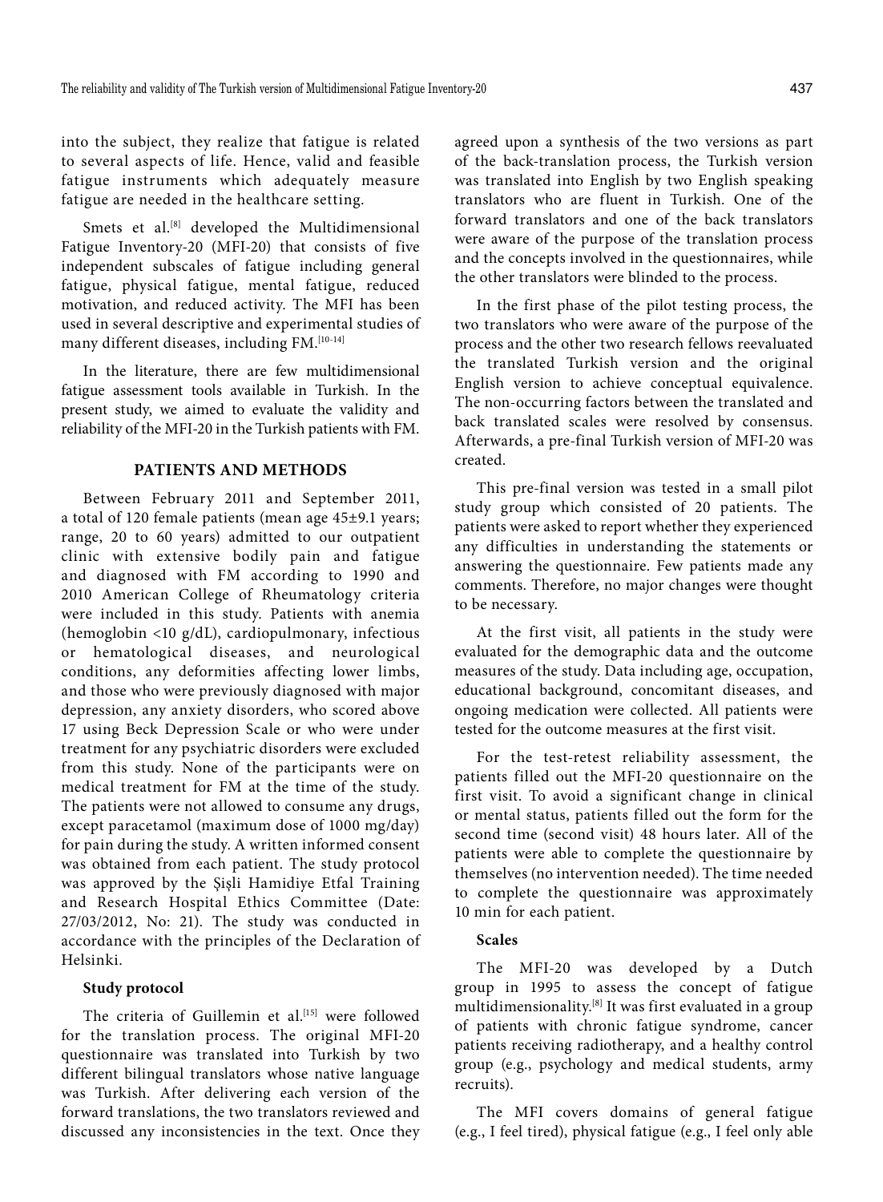into the subject, they realize that fatigue is related to several aspects of life. Hence, valid and feasible fatigue instruments which adequately measure fatigue are needed in the healthcare setting.

Smets et al.[8] developed the Multidimensional Fatigue Inventory-20 (MFI-20) that consists of five independent subscales of fatigue including general fatigue, physical fatigue, mental fatigue, reduced motivation, and reduced activity. The MFI has been used in several descriptive and experimental studies of many different diseases, including FM.[10-14]

In the literature, there are few multidimensional fatigue assessment tools available in Turkish. In the present study, we aimed to evaluate the validity and reliability of the MFI-20 in the Turkish patients with FM.

## PATIENTS AND METHODS

Between February 2011 and September 2011, a total of 120 female patients (mean age 45±9.1 years; range, 20 to 60 years) admitted to our outpatient clinic with extensive bodily pain and fatigue and diagnosed with FM according to 1990 and 2010 American College of Rheumatology criteria were included in this study. Patients with anemia (hemoglobin <10 g/dL), cardiopulmonary, infectious or hematological diseases, and neurological conditions, any deformities affecting lower limbs, and those who were previously diagnosed with major depression, any anxiety disorders, who scored above 17 using Beck Depression Scale or who were under treatment for any psychiatric disorders were excluded from this study. None of the participants were on medical treatment for FM at the time of the study. The patients were not allowed to consume any drugs, except paracetamol (maximum dose of 1000 mg/day) for pain during the study. A written informed consent was obtained from each patient. The study protocol was approved by the Şişli Hamidiye Etfal Training and Research Hospital Ethics Committee (Date: 27/03/2012, No: 21). The study was conducted in accordance with the principles of the Declaration of Helsinki.

### Study protocol

The criteria of Guillemin et al.[15] were followed for the translation process. The original MFI-20 questionnaire was translated into Turkish by two different bilingual translators whose native language was Turkish. After delivering each version of the forward translations, the two translators reviewed and discussed any inconsistencies in the text. Once they agreed upon a synthesis of the two versions as part of the back-translation process, the Turkish version was translated into English by two English speaking translators who are fluent in Turkish. One of the forward translators and one of the back translators were aware of the purpose of the translation process and the concepts involved in the questionnaires, while the other translators were blinded to the process.

In the first phase of the pilot testing process, the two translators who were aware of the purpose of the process and the other two research fellows reevaluated the translated Turkish version and the original English version to achieve conceptual equivalence. The non-occurring factors between the translated and back translated scales were resolved by consensus. Afterwards, a pre-final Turkish version of MFI-20 was created.

This pre-final version was tested in a small pilot study group which consisted of 20 patients. The patients were asked to report whether they experienced any difficulties in understanding the statements or answering the questionnaire. Few patients made any comments. Therefore, no major changes were thought to be necessary.

At the first visit, all patients in the study were evaluated for the demographic data and the outcome measures of the study. Data including age, occupation, educational background, concomitant diseases, and ongoing medication were collected. All patients were tested for the outcome measures at the first visit.

For the test-retest reliability assessment, the patients filled out the MFI-20 questionnaire on the first visit. To avoid a significant change in clinical or mental status, patients filled out the form for the second time (second visit) 48 hours later. All of the patients were able to complete the questionnaire by themselves (no intervention needed). The time needed to complete the questionnaire was approximately 10 min for each patient.

### Scales

The MFI-20 was developed by a Dutch group in 1995 to assess the concept of fatigue multidimensionality.[8] It was first evaluated in a group of patients with chronic fatigue syndrome, cancer patients receiving radiotherapy, and a healthy control group (e.g., psychology and medical students, army recruits).

The MFI covers domains of general fatigue (e.g., I feel tired), physical fatigue (e.g., I feel only able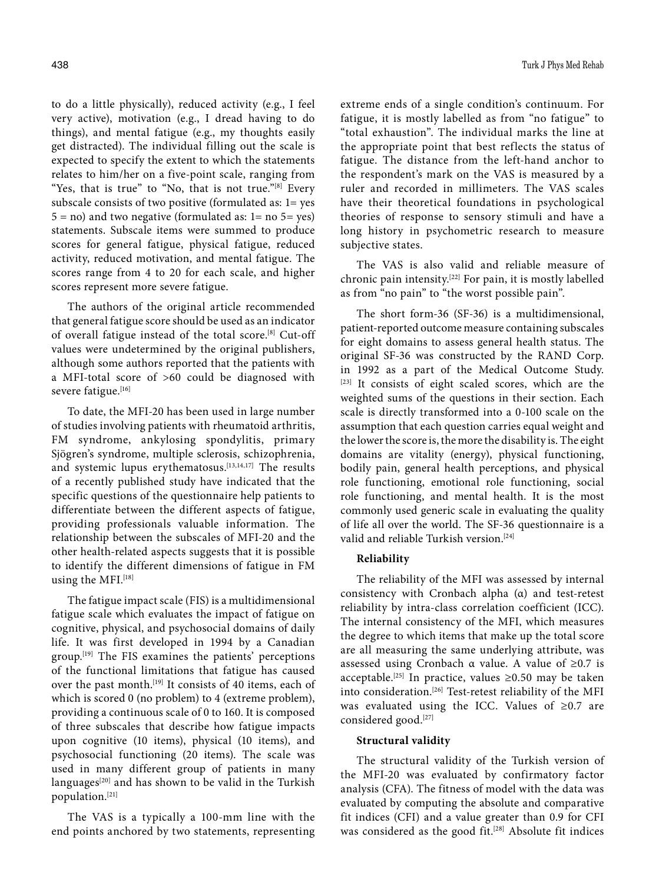to do a little physically), reduced activity (e.g., I feel very active), motivation (e.g., I dread having to do things), and mental fatigue (e.g., my thoughts easily get distracted). The individual filling out the scale is expected to specify the extent to which the statements relates to him/her on a five-point scale, ranging from "Yes, that is true" to "No, that is not true."[8] Every subscale consists of two positive (formulated as: 1= yes 5 = no) and two negative (formulated as: 1= no 5= yes) statements. Subscale items were summed to produce scores for general fatigue, physical fatigue, reduced activity, reduced motivation, and mental fatigue. The scores range from 4 to 20 for each scale, and higher scores represent more severe fatigue.

The authors of the original article recommended that general fatigue score should be used as an indicator of overall fatigue instead of the total score.[8] Cut-off values were undetermined by the original publishers, although some authors reported that the patients with a MFI-total score of >60 could be diagnosed with severe fatigue.[16]

To date, the MFI-20 has been used in large number of studies involving patients with rheumatoid arthritis, FM syndrome, ankylosing spondylitis, primary Sjögren's syndrome, multiple sclerosis, schizophrenia, and systemic lupus erythematosus.[13,14,17] The results of a recently published study have indicated that the specific questions of the questionnaire help patients to differentiate between the different aspects of fatigue, providing professionals valuable information. The relationship between the subscales of MFI-20 and the other health-related aspects suggests that it is possible to identify the different dimensions of fatigue in FM using the MFI.[18]

The fatigue impact scale (FIS) is a multidimensional fatigue scale which evaluates the impact of fatigue on cognitive, physical, and psychosocial domains of daily life. It was first developed in 1994 by a Canadian group.[19] The FIS examines the patients' perceptions of the functional limitations that fatigue has caused over the past month.[19] It consists of 40 items, each of which is scored 0 (no problem) to 4 (extreme problem), providing a continuous scale of 0 to 160. It is composed of three subscales that describe how fatigue impacts upon cognitive (10 items), physical (10 items), and psychosocial functioning (20 items). The scale was used in many different group of patients in many languages[20] and has shown to be valid in the Turkish population.[21]

The VAS is a typically a 100-mm line with the end points anchored by two statements, representing extreme ends of a single condition's continuum. For fatigue, it is mostly labelled as from "no fatigue" to "total exhaustion". The individual marks the line at the appropriate point that best reflects the status of fatigue. The distance from the left-hand anchor to the respondent's mark on the VAS is measured by a ruler and recorded in millimeters. The VAS scales have their theoretical foundations in psychological theories of response to sensory stimuli and have a long history in psychometric research to measure subjective states.

The VAS is also valid and reliable measure of chronic pain intensity.[22] For pain, it is mostly labelled as from "no pain" to "the worst possible pain".

The short form-36 (SF-36) is a multidimensional, patient-reported outcome measure containing subscales for eight domains to assess general health status. The original SF-36 was constructed by the RAND Corp. in 1992 as a part of the Medical Outcome Study.[23] It consists of eight scaled scores, which are the weighted sums of the questions in their section. Each scale is directly transformed into a 0-100 scale on the assumption that each question carries equal weight and the lower the score is, the more the disability is. The eight domains are vitality (energy), physical functioning, bodily pain, general health perceptions, and physical role functioning, emotional role functioning, social role functioning, and mental health. It is the most commonly used generic scale in evaluating the quality of life all over the world. The SF-36 questionnaire is a valid and reliable Turkish version.[24]

**Reliability**

The reliability of the MFI was assessed by internal consistency with Cronbach alpha (α) and test-retest reliability by intra-class correlation coefficient (ICC). The internal consistency of the MFI, which measures the degree to which items that make up the total score are all measuring the same underlying attribute, was assessed using Cronbach α value. A value of ≥0.7 is acceptable.[25] In practice, values ≥0.50 may be taken into consideration.[26] Test-retest reliability of the MFI was evaluated using the ICC. Values of ≥0.7 are considered good.[27]

**Structural validity**

The structural validity of the Turkish version of the MFI-20 was evaluated by confirmatory factor analysis (CFA). The fitness of model with the data was evaluated by computing the absolute and comparative fit indices (CFI) and a value greater than 0.9 for CFI was considered as the good fit.[28] Absolute fit indices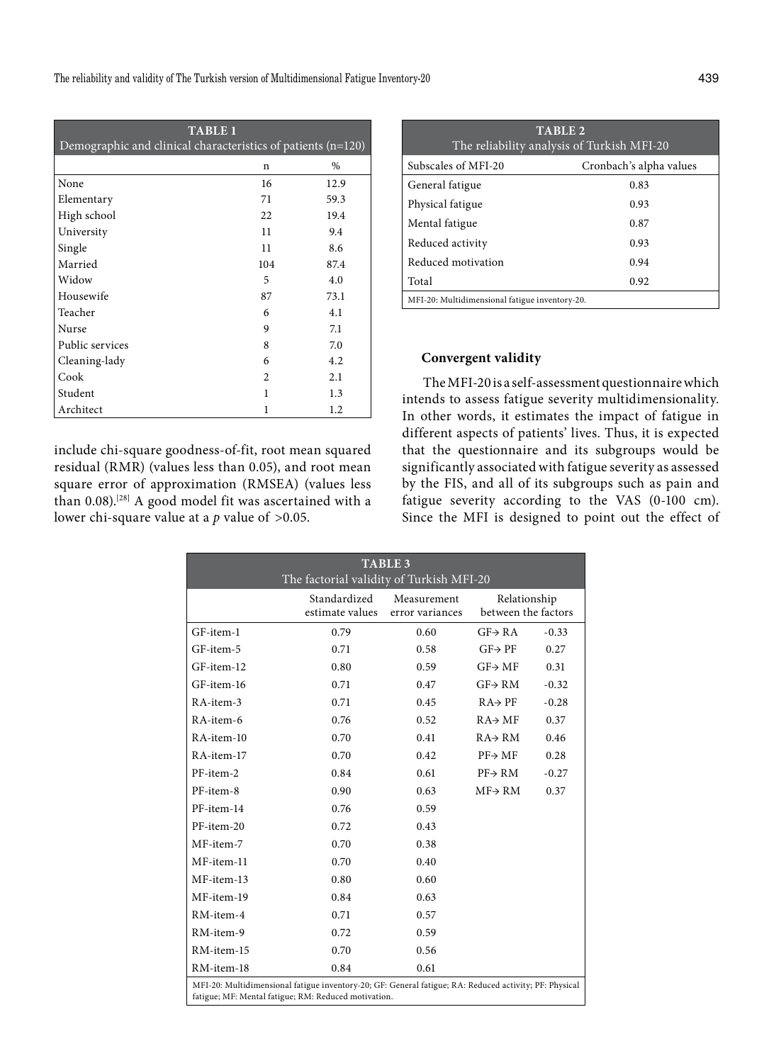**TABLE 1**
Demographic and clinical characteristics of patients (n=120)

| | n | % |
|---|---|---|
| None | 16 | 12.9 |
| Elementary | 71 | 59.3 |
| High school | 22 | 19.4 |
| University | 11 | 9.4 |
| Single | 11 | 8.6 |
| Married | 104 | 87.4 |
| Widow | 5 | 4.0 |
| Housewife | 87 | 73.1 |
| Teacher | 6 | 4.1 |
| Nurse | 9 | 7.1 |
| Public services | 8 | 7.0 |
| Cleaning-lady | 6 | 4.2 |
| Cook | 2 | 2.1 |
| Student | 1 | 1.3 |
| Architect | 1 | 1.2 |

include chi-square goodness-of-fit, root mean squared residual (RMR) (values less than 0.05), and root mean square error of approximation (RMSEA) (values less than 0.08).[28] A good model fit was ascertained with a lower chi-square value at a $p$ value of >0.05.

**TABLE 2**
The reliability analysis of Turkish MFI-20

| Subscales of MFI-20 | Cronbach's alpha values |
|---|---|
| General fatigue | 0.83 |
| Physical fatigue | 0.93 |
| Mental fatigue | 0.87 |
| Reduced activity | 0.93 |
| Reduced motivation | 0.94 |
| Total | 0.92 |

MFI-20: Multidimensional fatigue inventory-20.

### Convergent validity

The MFI-20 is a self-assessment questionnaire which intends to assess fatigue severity multidimensionality. In other words, it estimates the impact of fatigue in different aspects of patients' lives. Thus, it is expected that the questionnaire and its subgroups would be significantly associated with fatigue severity as assessed by the FIS, and all of its subgroups such as pain and fatigue severity according to the VAS (0-100 cm). Since the MFI is designed to point out the effect of

**TABLE 3**
The factorial validity of Turkish MFI-20

| | Standardized estimate values | Measurement error variances | Relationship between the factors | |
|---|---|---|---|---|
| GF-item-1 | 0.79 | 0.60 | GF→ RA | -0.33 |
| GF-item-5 | 0.71 | 0.58 | GF→ PF | 0.27 |
| GF-item-12 | 0.80 | 0.59 | GF→ MF | 0.31 |
| GF-item-16 | 0.71 | 0.47 | GF→ RM | -0.32 |
| RA-item-3 | 0.71 | 0.45 | RA→ PF | -0.28 |
| RA-item-6 | 0.76 | 0.52 | RA→ MF | 0.37 |
| RA-item-10 | 0.70 | 0.41 | RA→ RM | 0.46 |
| RA-item-17 | 0.70 | 0.42 | PF→ MF | 0.28 |
| PF-item-2 | 0.84 | 0.61 | PF→ RM | -0.27 |
| PF-item-8 | 0.90 | 0.63 | MF→ RM | 0.37 |
| PF-item-14 | 0.76 | 0.59 | | |
| PF-item-20 | 0.72 | 0.43 | | |
| MF-item-7 | 0.70 | 0.38 | | |
| MF-item-11 | 0.70 | 0.40 | | |
| MF-item-13 | 0.80 | 0.60 | | |
| MF-item-19 | 0.84 | 0.63 | | |
| RM-item-4 | 0.71 | 0.57 | | |
| RM-item-9 | 0.72 | 0.59 | | |
| RM-item-15 | 0.70 | 0.56 | | |
| RM-item-18 | 0.84 | 0.61 | | |

MFI-20: Multidimensional fatigue inventory-20; GF: General fatigue; RA: Reduced activity; PF: Physical fatigue; MF: Mental fatigue; RM: Reduced motivation.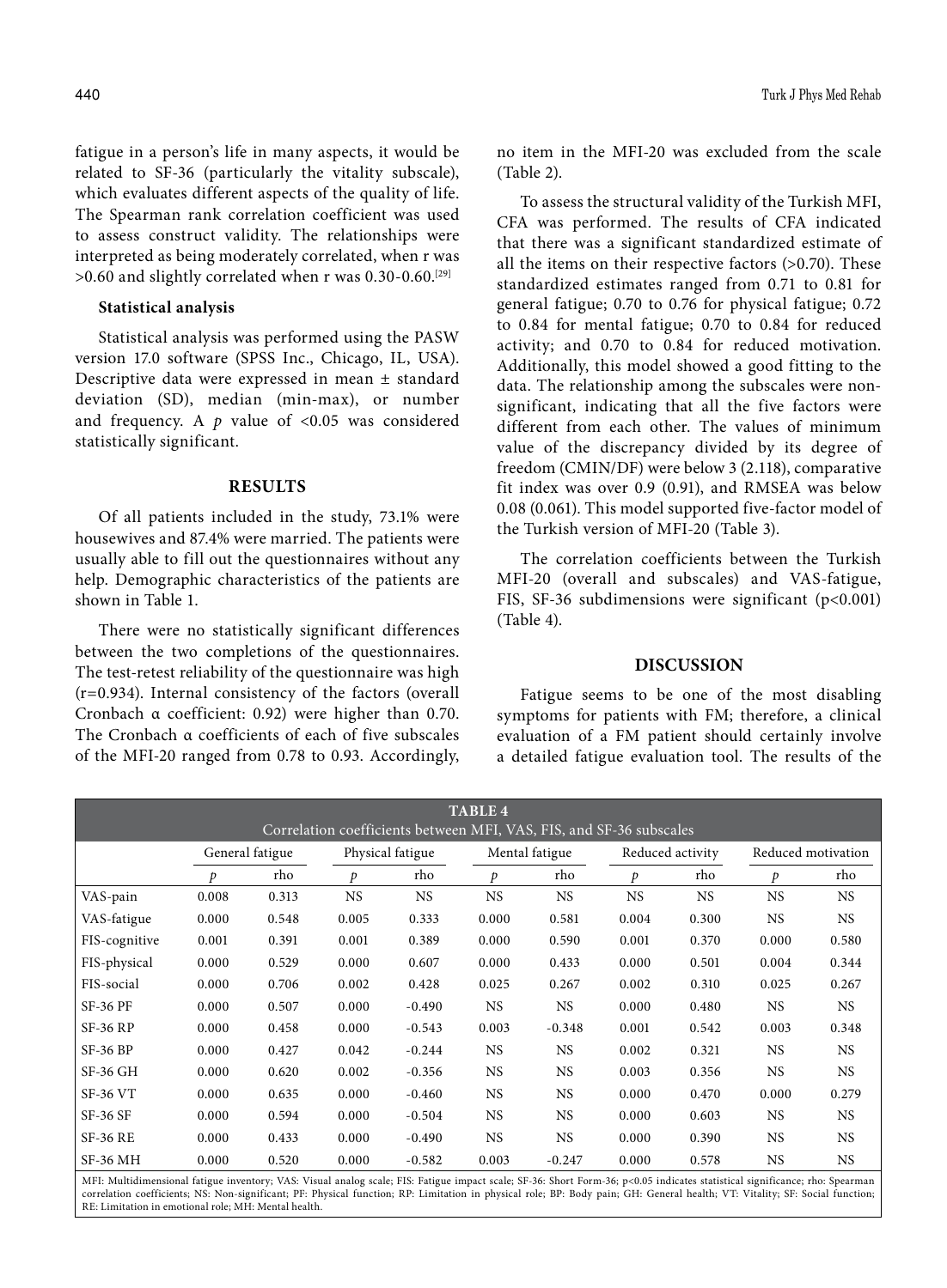fatigue in a person's life in many aspects, it would be related to SF-36 (particularly the vitality subscale), which evaluates different aspects of the quality of life. The Spearman rank correlation coefficient was used to assess construct validity. The relationships were interpreted as being moderately correlated, when r was >0.60 and slightly correlated when r was 0.30-0.60.[29]

**Statistical analysis**

Statistical analysis was performed using the PASW version 17.0 software (SPSS Inc., Chicago, IL, USA). Descriptive data were expressed in mean ± standard deviation (SD), median (min-max), or number and frequency. A *p* value of <0.05 was considered statistically significant.

## RESULTS

Of all patients included in the study, 73.1% were housewives and 87.4% were married. The patients were usually able to fill out the questionnaires without any help. Demographic characteristics of the patients are shown in Table 1.

There were no statistically significant differences between the two completions of the questionnaires. The test-retest reliability of the questionnaire was high (r=0.934). Internal consistency of the factors (overall Cronbach α coefficient: 0.92) were higher than 0.70. The Cronbach α coefficients of each of five subscales of the MFI-20 ranged from 0.78 to 0.93. Accordingly, no item in the MFI-20 was excluded from the scale (Table 2).

To assess the structural validity of the Turkish MFI, CFA was performed. The results of CFA indicated that there was a significant standardized estimate of all the items on their respective factors (>0.70). These standardized estimates ranged from 0.71 to 0.81 for general fatigue; 0.70 to 0.76 for physical fatigue; 0.72 to 0.84 for mental fatigue; 0.70 to 0.84 for reduced activity; and 0.70 to 0.84 for reduced motivation. Additionally, this model showed a good fitting to the data. The relationship among the subscales were non-significant, indicating that all the five factors were different from each other. The values of minimum value of the discrepancy divided by its degree of freedom (CMIN/DF) were below 3 (2.118), comparative fit index was over 0.9 (0.91), and RMSEA was below 0.08 (0.061). This model supported five-factor model of the Turkish version of MFI-20 (Table 3).

The correlation coefficients between the Turkish MFI-20 (overall and subscales) and VAS-fatigue, FIS, SF-36 subdimensions were significant (p<0.001) (Table 4).

## DISCUSSION

Fatigue seems to be one of the most disabling symptoms for patients with FM; therefore, a clinical evaluation of a FM patient should certainly involve a detailed fatigue evaluation tool. The results of the

**TABLE 4**
Correlation coefficients between MFI, VAS, FIS, and SF-36 subscales

| | General fatigue | | Physical fatigue | | Mental fatigue | | Reduced activity | | Reduced motivation | |
|---|---|---|---|---|---|---|---|---|---|---|
| | *p* | rho | *p* | rho | *p* | rho | *p* | rho | *p* | rho |
| VAS-pain | 0.008 | 0.313 | NS | NS | NS | NS | NS | NS | NS | NS |
| VAS-fatigue | 0.000 | 0.548 | 0.005 | 0.333 | 0.000 | 0.581 | 0.004 | 0.300 | NS | NS |
| FIS-cognitive | 0.001 | 0.391 | 0.001 | 0.389 | 0.000 | 0.590 | 0.001 | 0.370 | 0.000 | 0.580 |
| FIS-physical | 0.000 | 0.529 | 0.000 | 0.607 | 0.000 | 0.433 | 0.000 | 0.501 | 0.004 | 0.344 |
| FIS-social | 0.000 | 0.706 | 0.002 | 0.428 | 0.025 | 0.267 | 0.002 | 0.310 | 0.025 | 0.267 |
| SF-36 PF | 0.000 | 0.507 | 0.000 | -0.490 | NS | NS | 0.000 | 0.480 | NS | NS |
| SF-36 RP | 0.000 | 0.458 | 0.000 | -0.543 | 0.003 | -0.348 | 0.001 | 0.542 | 0.003 | 0.348 |
| SF-36 BP | 0.000 | 0.427 | 0.042 | -0.244 | NS | NS | 0.002 | 0.321 | NS | NS |
| SF-36 GH | 0.000 | 0.620 | 0.002 | -0.356 | NS | NS | 0.003 | 0.356 | NS | NS |
| SF-36 VT | 0.000 | 0.635 | 0.000 | -0.460 | NS | NS | 0.000 | 0.470 | 0.000 | 0.279 |
| SF-36 SF | 0.000 | 0.594 | 0.000 | -0.504 | NS | NS | 0.000 | 0.603 | NS | NS |
| SF-36 RE | 0.000 | 0.433 | 0.000 | -0.490 | NS | NS | 0.000 | 0.390 | NS | NS |
| SF-36 MH | 0.000 | 0.520 | 0.000 | -0.582 | 0.003 | -0.247 | 0.000 | 0.578 | NS | NS |

MFI: Multidimensional fatigue inventory; VAS: Visual analog scale; FIS: Fatigue impact scale; SF-36: Short Form-36; p<0.05 indicates statistical significance; rho: Spearman correlation coefficients; NS: Non-significant; PF: Physical function; RP: Limitation in physical role; BP: Body pain; GH: General health; VT: Vitality; SF: Social function; RE: Limitation in emotional role; MH: Mental health.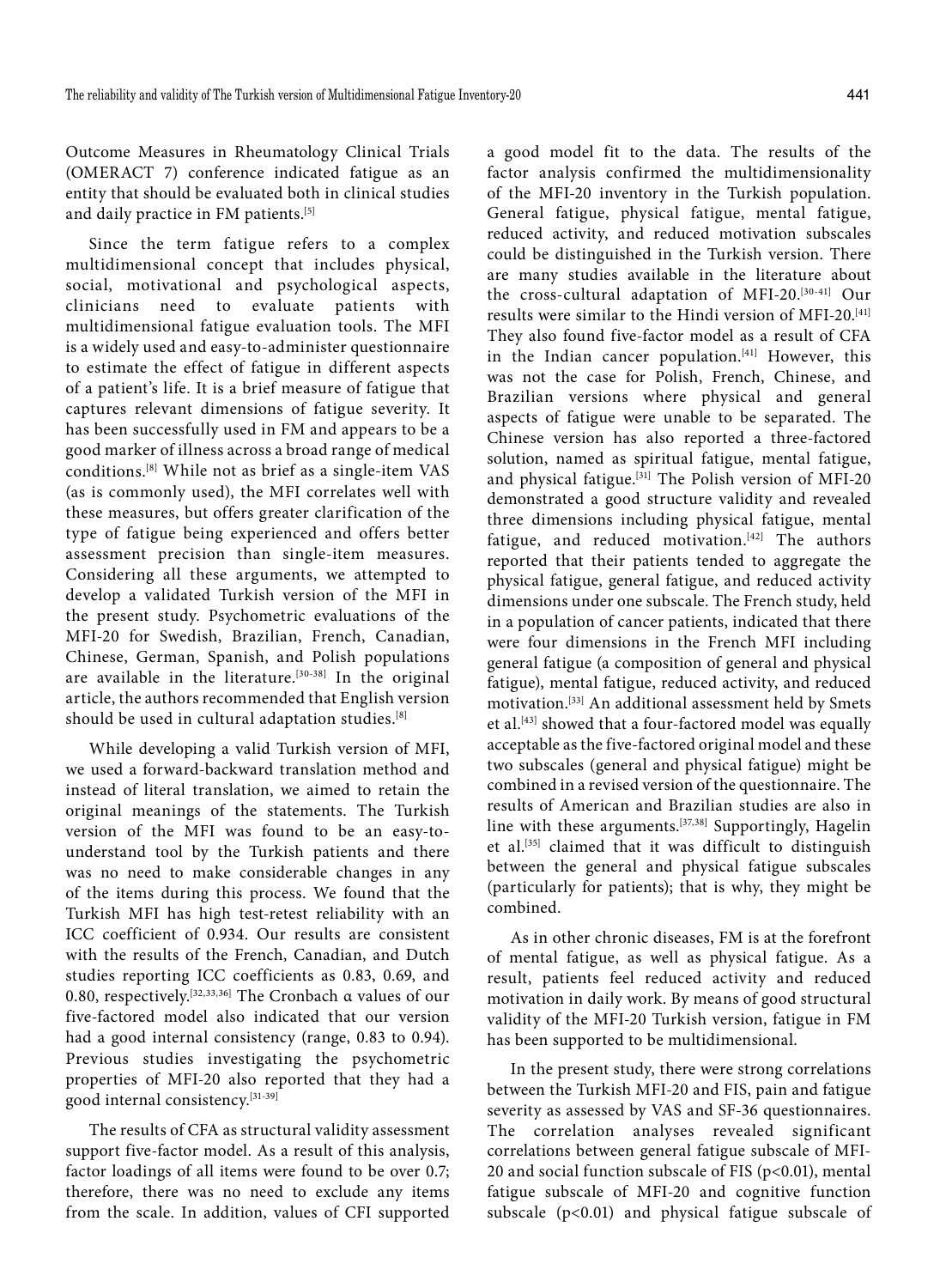Outcome Measures in Rheumatology Clinical Trials (OMERACT 7) conference indicated fatigue as an entity that should be evaluated both in clinical studies and daily practice in FM patients.[5]

Since the term fatigue refers to a complex multidimensional concept that includes physical, social, motivational and psychological aspects, clinicians need to evaluate patients with multidimensional fatigue evaluation tools. The MFI is a widely used and easy-to-administer questionnaire to estimate the effect of fatigue in different aspects of a patient's life. It is a brief measure of fatigue that captures relevant dimensions of fatigue severity. It has been successfully used in FM and appears to be a good marker of illness across a broad range of medical conditions.[8] While not as brief as a single-item VAS (as is commonly used), the MFI correlates well with these measures, but offers greater clarification of the type of fatigue being experienced and offers better assessment precision than single-item measures. Considering all these arguments, we attempted to develop a validated Turkish version of the MFI in the present study. Psychometric evaluations of the MFI-20 for Swedish, Brazilian, French, Canadian, Chinese, German, Spanish, and Polish populations are available in the literature.[30-38] In the original article, the authors recommended that English version should be used in cultural adaptation studies.[8]

While developing a valid Turkish version of MFI, we used a forward-backward translation method and instead of literal translation, we aimed to retain the original meanings of the statements. The Turkish version of the MFI was found to be an easy-to-understand tool by the Turkish patients and there was no need to make considerable changes in any of the items during this process. We found that the Turkish MFI has high test-retest reliability with an ICC coefficient of 0.934. Our results are consistent with the results of the French, Canadian, and Dutch studies reporting ICC coefficients as 0.83, 0.69, and 0.80, respectively.[32,33,36] The Cronbach α values of our five-factored model also indicated that our version had a good internal consistency (range, 0.83 to 0.94). Previous studies investigating the psychometric properties of MFI-20 also reported that they had a good internal consistency.[31-39]

The results of CFA as structural validity assessment support five-factor model. As a result of this analysis, factor loadings of all items were found to be over 0.7; therefore, there was no need to exclude any items from the scale. In addition, values of CFI supported a good model fit to the data. The results of the factor analysis confirmed the multidimensionality of the MFI-20 inventory in the Turkish population. General fatigue, physical fatigue, mental fatigue, reduced activity, and reduced motivation subscales could be distinguished in the Turkish version. There are many studies available in the literature about the cross-cultural adaptation of MFI-20.[30-41] Our results were similar to the Hindi version of MFI-20.[41] They also found five-factor model as a result of CFA in the Indian cancer population.[41] However, this was not the case for Polish, French, Chinese, and Brazilian versions where physical and general aspects of fatigue were unable to be separated. The Chinese version has also reported a three-factored solution, named as spiritual fatigue, mental fatigue, and physical fatigue.[31] The Polish version of MFI-20 demonstrated a good structure validity and revealed three dimensions including physical fatigue, mental fatigue, and reduced motivation.[42] The authors reported that their patients tended to aggregate the physical fatigue, general fatigue, and reduced activity dimensions under one subscale. The French study, held in a population of cancer patients, indicated that there were four dimensions in the French MFI including general fatigue (a composition of general and physical fatigue), mental fatigue, reduced activity, and reduced motivation.[33] An additional assessment held by Smets et al.[43] showed that a four-factored model was equally acceptable as the five-factored original model and these two subscales (general and physical fatigue) might be combined in a revised version of the questionnaire. The results of American and Brazilian studies are also in line with these arguments.[37,38] Supportingly, Hagelin et al.[35] claimed that it was difficult to distinguish between the general and physical fatigue subscales (particularly for patients); that is why, they might be combined.

As in other chronic diseases, FM is at the forefront of mental fatigue, as well as physical fatigue. As a result, patients feel reduced activity and reduced motivation in daily work. By means of good structural validity of the MFI-20 Turkish version, fatigue in FM has been supported to be multidimensional.

In the present study, there were strong correlations between the Turkish MFI-20 and FIS, pain and fatigue severity as assessed by VAS and SF-36 questionnaires. The correlation analyses revealed significant correlations between general fatigue subscale of MFI-20 and social function subscale of FIS ($p<0.01$), mental fatigue subscale of MFI-20 and cognitive function subscale ($p<0.01$) and physical fatigue subscale of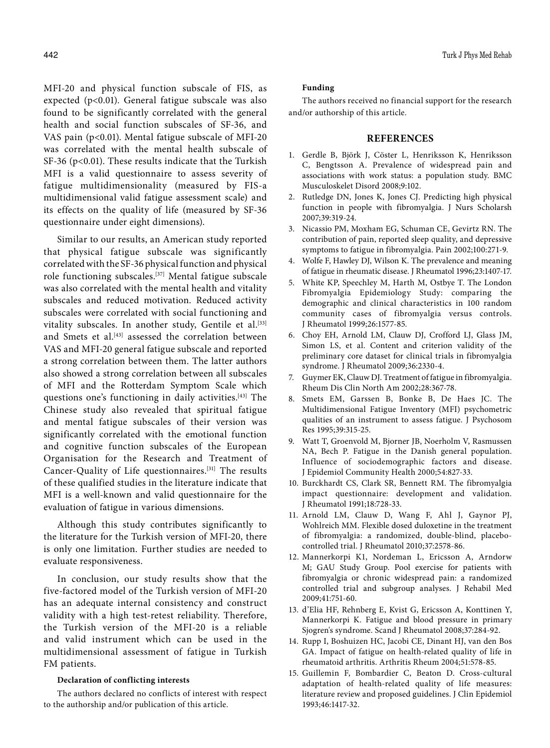MFI-20 and physical function subscale of FIS, as expected ($p<0.01$). General fatigue subscale was also found to be significantly correlated with the general health and social function subscales of SF-36, and VAS pain ($p<0.01$). Mental fatigue subscale of MFI-20 was correlated with the mental health subscale of SF-36 ($p<0.01$). These results indicate that the Turkish MFI is a valid questionnaire to assess severity of fatigue multidimensionality (measured by FIS-a multidimensional valid fatigue assessment scale) and its effects on the quality of life (measured by SF-36 questionnaire under eight dimensions).

Similar to our results, an American study reported that physical fatigue subscale was significantly correlated with the SF-36 physical function and physical role functioning subscales.[37] Mental fatigue subscale was also correlated with the mental health and vitality subscales and reduced motivation. Reduced activity subscales were correlated with social functioning and vitality subscales. In another study, Gentile et al.[33] and Smets et al.[43] assessed the correlation between VAS and MFI-20 general fatigue subscale and reported a strong correlation between them. The latter authors also showed a strong correlation between all subscales of MFI and the Rotterdam Symptom Scale which questions one's functioning in daily activities.[43] The Chinese study also revealed that spiritual fatigue and mental fatigue subscales of their version was significantly correlated with the emotional function and cognitive function subscales of the European Organisation for the Research and Treatment of Cancer-Quality of Life questionnaires.[31] The results of these qualified studies in the literature indicate that MFI is a well-known and valid questionnaire for the evaluation of fatigue in various dimensions.

Although this study contributes significantly to the literature for the Turkish version of MFI-20, there is only one limitation. Further studies are needed to evaluate responsiveness.

In conclusion, our study results show that the five-factored model of the Turkish version of MFI-20 has an adequate internal consistency and construct validity with a high test-retest reliability. Therefore, the Turkish version of the MFI-20 is a reliable and valid instrument which can be used in the multidimensional assessment of fatigue in Turkish FM patients.

**Declaration of conflicting interests**

The authors declared no conflicts of interest with respect to the authorship and/or publication of this article.

**Funding**

The authors received no financial support for the research and/or authorship of this article.

## REFERENCES

1. Gerdle B, Björk J, Cöster L, Henriksson K, Henriksson C, Bengtsson A. Prevalence of widespread pain and associations with work status: a population study. BMC Musculoskelet Disord 2008;9:102.
2. Rutledge DN, Jones K, Jones CJ. Predicting high physical function in people with fibromyalgia. J Nurs Scholarsh 2007;39:319-24.
3. Nicassio PM, Moxham EG, Schuman CE, Gevirtz RN. The contribution of pain, reported sleep quality, and depressive symptoms to fatigue in fibromyalgia. Pain 2002;100:271-9.
4. Wolfe F, Hawley DJ, Wilson K. The prevalence and meaning of fatigue in rheumatic disease. J Rheumatol 1996;23:1407-17.
5. White KP, Speechley M, Harth M, Ostbye T. The London Fibromyalgia Epidemiology Study: comparing the demographic and clinical characteristics in 100 random community cases of fibromyalgia versus controls. J Rheumatol 1999;26:1577-85.
6. Choy EH, Arnold LM, Clauw DJ, Crofford LJ, Glass JM, Simon LS, et al. Content and criterion validity of the preliminary core dataset for clinical trials in fibromyalgia syndrome. J Rheumatol 2009;36:2330-4.
7. Guymer EK, Clauw DJ. Treatment of fatigue in fibromyalgia. Rheum Dis Clin North Am 2002;28:367-78.
8. Smets EM, Garssen B, Bonke B, De Haes JC. The Multidimensional Fatigue Inventory (MFI) psychometric qualities of an instrument to assess fatigue. J Psychosom Res 1995;39:315-25.
9. Watt T, Groenvold M, Bjorner JB, Noerholm V, Rasmussen NA, Bech P. Fatigue in the Danish general population. Influence of sociodemographic factors and disease. J Epidemiol Community Health 2000;54:827-33.
10. Burckhardt CS, Clark SR, Bennett RM. The fibromyalgia impact questionnaire: development and validation. J Rheumatol 1991;18:728-33.
11. Arnold LM, Clauw D, Wang F, Ahl J, Gaynor PJ, Wohlreich MM. Flexible dosed duloxetine in the treatment of fibromyalgia: a randomized, double-blind, placebo-controlled trial. J Rheumatol 2010;37:2578-86.
12. Mannerkorpi K1, Nordeman L, Ericsson A, Arndorw M; GAU Study Group. Pool exercise for patients with fibromyalgia or chronic widespread pain: a randomized controlled trial and subgroup analyses. J Rehabil Med 2009;41:751-60.
13. d'Elia HF, Rehnberg E, Kvist G, Ericsson A, Konttinen Y, Mannerkorpi K. Fatigue and blood pressure in primary Sjogren's syndrome. Scand J Rheumatol 2008;37:284-92.
14. Rupp I, Boshuizen HC, Jacobi CE, Dinant HJ, van den Bos GA. Impact of fatigue on health-related quality of life in rheumatoid arthritis. Arthritis Rheum 2004;51:578-85.
15. Guillemin F, Bombardier C, Beaton D. Cross-cultural adaptation of health-related quality of life measures: literature review and proposed guidelines. J Clin Epidemiol 1993;46:1417-32.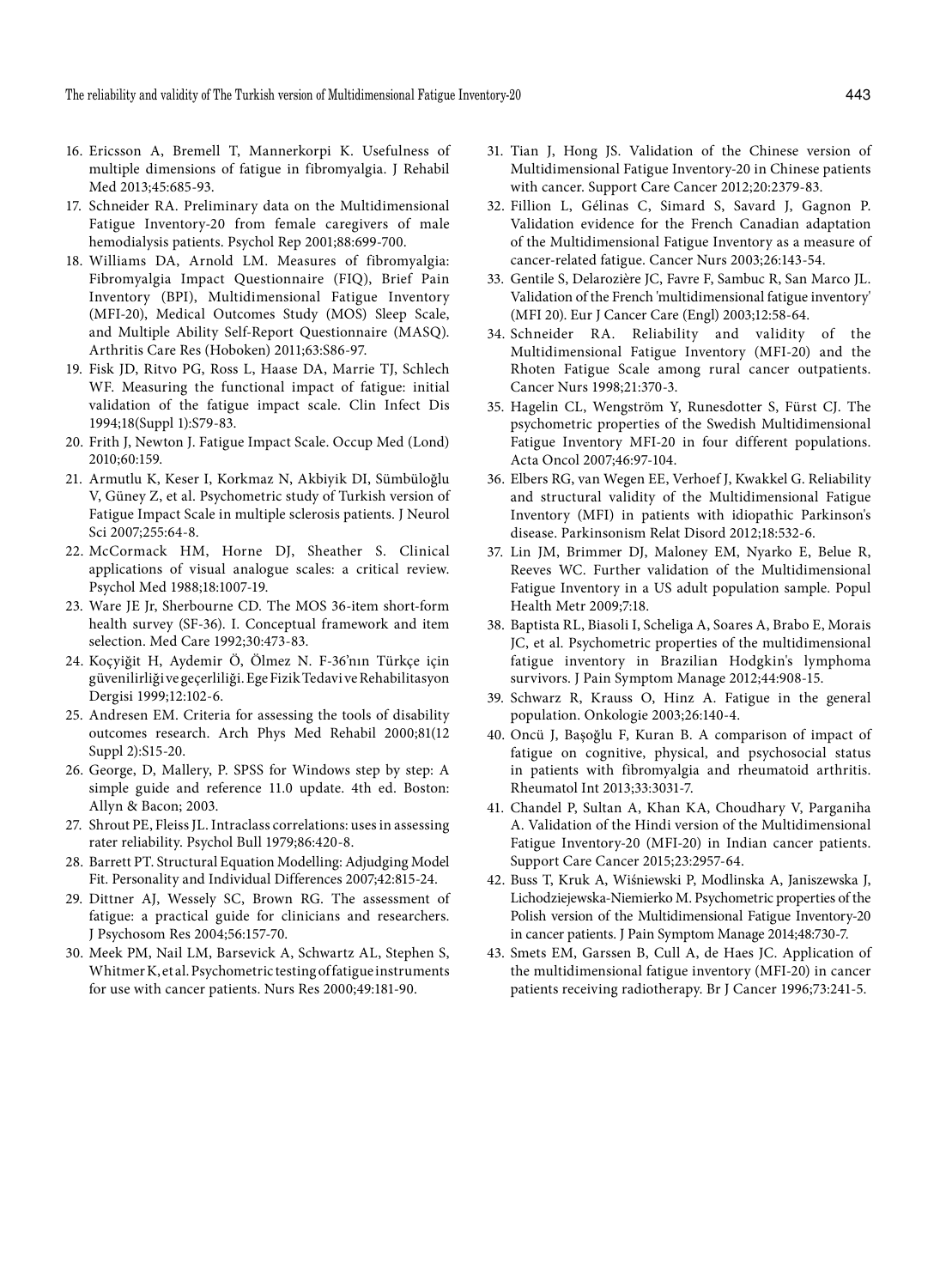16. Ericsson A, Bremell T, Mannerkorpi K. Usefulness of multiple dimensions of fatigue in fibromyalgia. J Rehabil Med 2013;45:685-93.
17. Schneider RA. Preliminary data on the Multidimensional Fatigue Inventory-20 from female caregivers of male hemodialysis patients. Psychol Rep 2001;88:699-700.
18. Williams DA, Arnold LM. Measures of fibromyalgia: Fibromyalgia Impact Questionnaire (FIQ), Brief Pain Inventory (BPI), Multidimensional Fatigue Inventory (MFI-20), Medical Outcomes Study (MOS) Sleep Scale, and Multiple Ability Self-Report Questionnaire (MASQ). Arthritis Care Res (Hoboken) 2011;63:S86-97.
19. Fisk JD, Ritvo PG, Ross L, Haase DA, Marrie TJ, Schlech WF. Measuring the functional impact of fatigue: initial validation of the fatigue impact scale. Clin Infect Dis 1994;18(Suppl 1):S79-83.
20. Frith J, Newton J. Fatigue Impact Scale. Occup Med (Lond) 2010;60:159.
21. Armutlu K, Keser I, Korkmaz N, Akbiyik DI, Sümbüloğlu V, Güney Z, et al. Psychometric study of Turkish version of Fatigue Impact Scale in multiple sclerosis patients. J Neurol Sci 2007;255:64-8.
22. McCormack HM, Horne DJ, Sheather S. Clinical applications of visual analogue scales: a critical review. Psychol Med 1988;18:1007-19.
23. Ware JE Jr, Sherbourne CD. The MOS 36-item short-form health survey (SF-36). I. Conceptual framework and item selection. Med Care 1992;30:473-83.
24. Koçyiğit H, Aydemir Ö, Ölmez N. F-36'nın Türkçe için güvenilirliği ve geçerliliği. Ege Fizik Tedavi ve Rehabilitasyon Dergisi 1999;12:102-6.
25. Andresen EM. Criteria for assessing the tools of disability outcomes research. Arch Phys Med Rehabil 2000;81(12 Suppl 2):S15-20.
26. George, D, Mallery, P. SPSS for Windows step by step: A simple guide and reference 11.0 update. 4th ed. Boston: Allyn & Bacon; 2003.
27. Shrout PE, Fleiss JL. Intraclass correlations: uses in assessing rater reliability. Psychol Bull 1979;86:420-8.
28. Barrett PT. Structural Equation Modelling: Adjudging Model Fit. Personality and Individual Differences 2007;42:815-24.
29. Dittner AJ, Wessely SC, Brown RG. The assessment of fatigue: a practical guide for clinicians and researchers. J Psychosom Res 2004;56:157-70.
30. Meek PM, Nail LM, Barsevick A, Schwartz AL, Stephen S, Whitmer K, et al. Psychometric testing of fatigue instruments for use with cancer patients. Nurs Res 2000;49:181-90.
31. Tian J, Hong JS. Validation of the Chinese version of Multidimensional Fatigue Inventory-20 in Chinese patients with cancer. Support Care Cancer 2012;20:2379-83.
32. Fillion L, Gélinas C, Simard S, Savard J, Gagnon P. Validation evidence for the French Canadian adaptation of the Multidimensional Fatigue Inventory as a measure of cancer-related fatigue. Cancer Nurs 2003;26:143-54.
33. Gentile S, Delarozière JC, Favre F, Sambuc R, San Marco JL. Validation of the French 'multidimensional fatigue inventory' (MFI 20). Eur J Cancer Care (Engl) 2003;12:58-64.
34. Schneider RA. Reliability and validity of the Multidimensional Fatigue Inventory (MFI-20) and the Rhoten Fatigue Scale among rural cancer outpatients. Cancer Nurs 1998;21:370-3.
35. Hagelin CL, Wengström Y, Runesdotter S, Fürst CJ. The psychometric properties of the Swedish Multidimensional Fatigue Inventory MFI-20 in four different populations. Acta Oncol 2007;46:97-104.
36. Elbers RG, van Wegen EE, Verhoef J, Kwakkel G. Reliability and structural validity of the Multidimensional Fatigue Inventory (MFI) in patients with idiopathic Parkinson's disease. Parkinsonism Relat Disord 2012;18:532-6.
37. Lin JM, Brimmer DJ, Maloney EM, Nyarko E, Belue R, Reeves WC. Further validation of the Multidimensional Fatigue Inventory in a US adult population sample. Popul Health Metr 2009;7:18.
38. Baptista RL, Biasoli I, Scheliga A, Soares A, Brabo E, Morais JC, et al. Psychometric properties of the multidimensional fatigue inventory in Brazilian Hodgkin's lymphoma survivors. J Pain Symptom Manage 2012;44:908-15.
39. Schwarz R, Krauss O, Hinz A. Fatigue in the general population. Onkologie 2003;26:140-4.
40. Oncü J, Başoğlu F, Kuran B. A comparison of impact of fatigue on cognitive, physical, and psychosocial status in patients with fibromyalgia and rheumatoid arthritis. Rheumatol Int 2013;33:3031-7.
41. Chandel P, Sultan A, Khan KA, Choudhary V, Parganiha A. Validation of the Hindi version of the Multidimensional Fatigue Inventory-20 (MFI-20) in Indian cancer patients. Support Care Cancer 2015;23:2957-64.
42. Buss T, Kruk A, Wiśniewski P, Modlinska A, Janiszewska J, Lichodziejewska-Niemierko M. Psychometric properties of the Polish version of the Multidimensional Fatigue Inventory-20 in cancer patients. J Pain Symptom Manage 2014;48:730-7.
43. Smets EM, Garssen B, Cull A, de Haes JC. Application of the multidimensional fatigue inventory (MFI-20) in cancer patients receiving radiotherapy. Br J Cancer 1996;73:241-5.